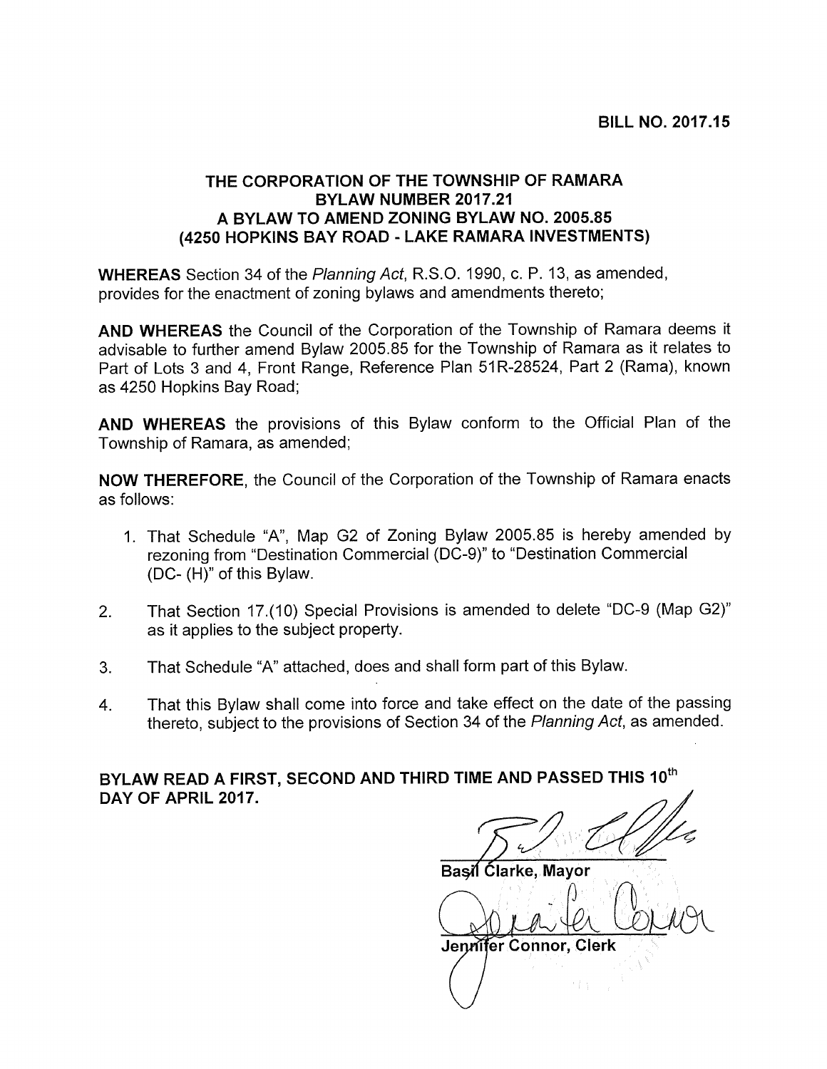**BILL NO. 2017.15**

# THE CORPORATION OF THE TOWNSHIP OF RAMARA
## BYLAW NUMBER 2017.21
## A BYLAW TO AMEND ZONING BYLAW NO. 2005.85
## (4250 HOPKINS BAY ROAD - LAKE RAMARA INVESTMENTS)

**WHEREAS** Section 34 of the *Planning Act*, R.S.O. 1990, c. P. 13, as amended, provides for the enactment of zoning bylaws and amendments thereto;

**AND WHEREAS** the Council of the Corporation of the Township of Ramara deems it advisable to further amend Bylaw 2005.85 for the Township of Ramara as it relates to Part of Lots 3 and 4, Front Range, Reference Plan 51R-28524, Part 2 (Rama), known as 4250 Hopkins Bay Road;

**AND WHEREAS** the provisions of this Bylaw conform to the Official Plan of the Township of Ramara, as amended;

**NOW THEREFORE**, the Council of the Corporation of the Township of Ramara enacts as follows:

1. That Schedule "A", Map G2 of Zoning Bylaw 2005.85 is hereby amended by rezoning from "Destination Commercial (DC-9)" to "Destination Commercial (DC- (H)" of this Bylaw.
2. That Section 17.(10) Special Provisions is amended to delete "DC-9 (Map G2)" as it applies to the subject property.
3. That Schedule "A" attached, does and shall form part of this Bylaw.
4. That this Bylaw shall come into force and take effect on the date of the passing thereto, subject to the provisions of Section 34 of the *Planning Act*, as amended.

**BYLAW READ A FIRST, SECOND AND THIRD TIME AND PASSED THIS 10th DAY OF APRIL 2017.**

**Basil Clarke, Mayor**

**Jennifer Connor, Clerk**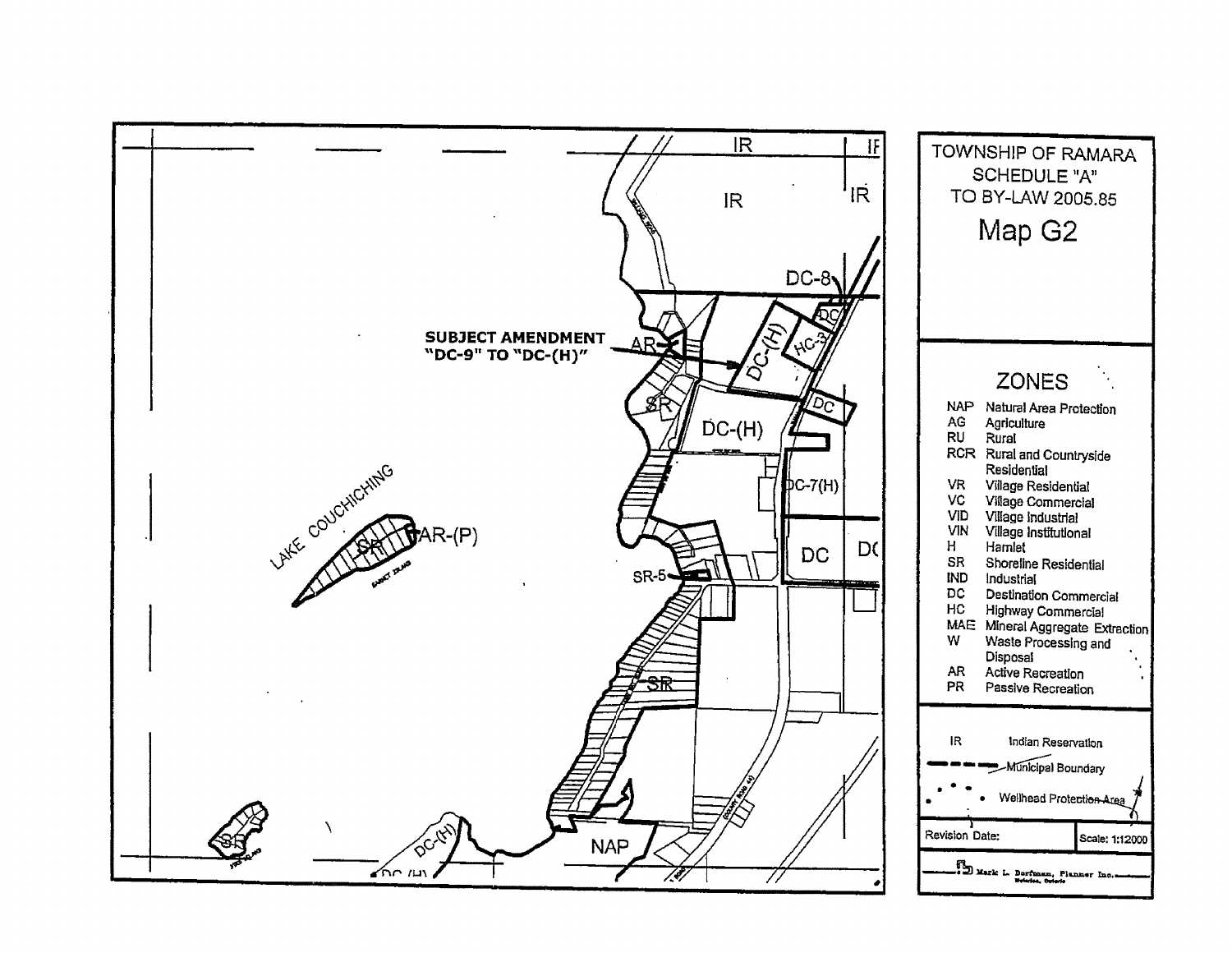TOWNSHIP OF RAMARA
SCHEDULE "A"
TO BY-LAW 2005.85

## Map G2

**SUBJECT AMENDMENT "DC-9" TO "DC-(H)"**

IR

IR

IR

DC-8

DC

HC-3

DC-(H)

AR

SR

DC-(H)

DC

DC-7(H)

DC

DC

LAKE COUCHICHING

SR

AR-(P)

SR-5

SR

SR

NAP

DC-(H)

DC (H)

### ZONES

| | |
|---|---|
| NAP | Natural Area Protection |
| AG | Agriculture |
| RU | Rural |
| RCR | Rural and Countryside Residential |
| VR | Village Residential |
| VC | Village Commercial |
| VID | Village Industrial |
| VIN | Village Institutional |
| H | Hamlet |
| SR | Shoreline Residential |
| IND | Industrial |
| DC | Destination Commercial |
| HC | Highway Commercial |
| MAE | Mineral Aggregate Extraction |
| W | Waste Processing and Disposal |
| AR | Active Recreation |
| PR | Passive Recreation |

IR Indian Reservation

Municipal Boundary

Wellhead Protection Area

Revision Date:

Scale: 1:12000

Mark L. Dorfman, Planner Inc.